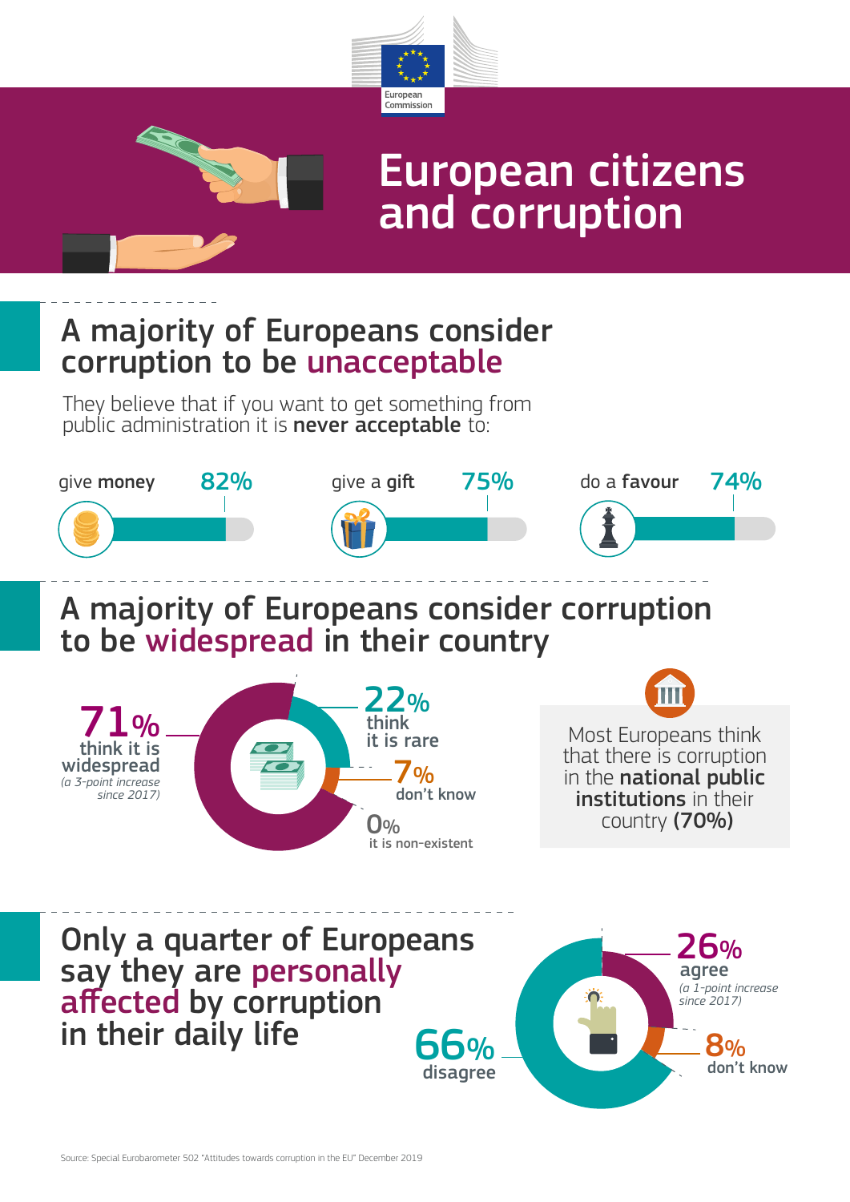European Commission

# European citizens and corruption

## A majority of Europeans consider corruption to be unacceptable

They believe that if you want to get something from public administration it is **never acceptable** to:

- give **money** 82%
- give a **gift** 75%
- do a **favour** 74%

## A majority of Europeans consider corruption to be widespread in their country

- **71%** think it is widespread *(a 3-point increase since 2017)*
- **22%** think it is rare
- **7%** don't know
- **0%** it is non-existent

Most Europeans think that there is corruption in the **national public institutions** in their country **(70%)**

## Only a quarter of Europeans say they are personally affected by corruption in their daily life

- **26%** agree *(a 1-point increase since 2017)*
- **66%** disagree
- **8%** don't know

Source: Special Eurobarometer 502 "Attitudes towards corruption in the EU" December 2019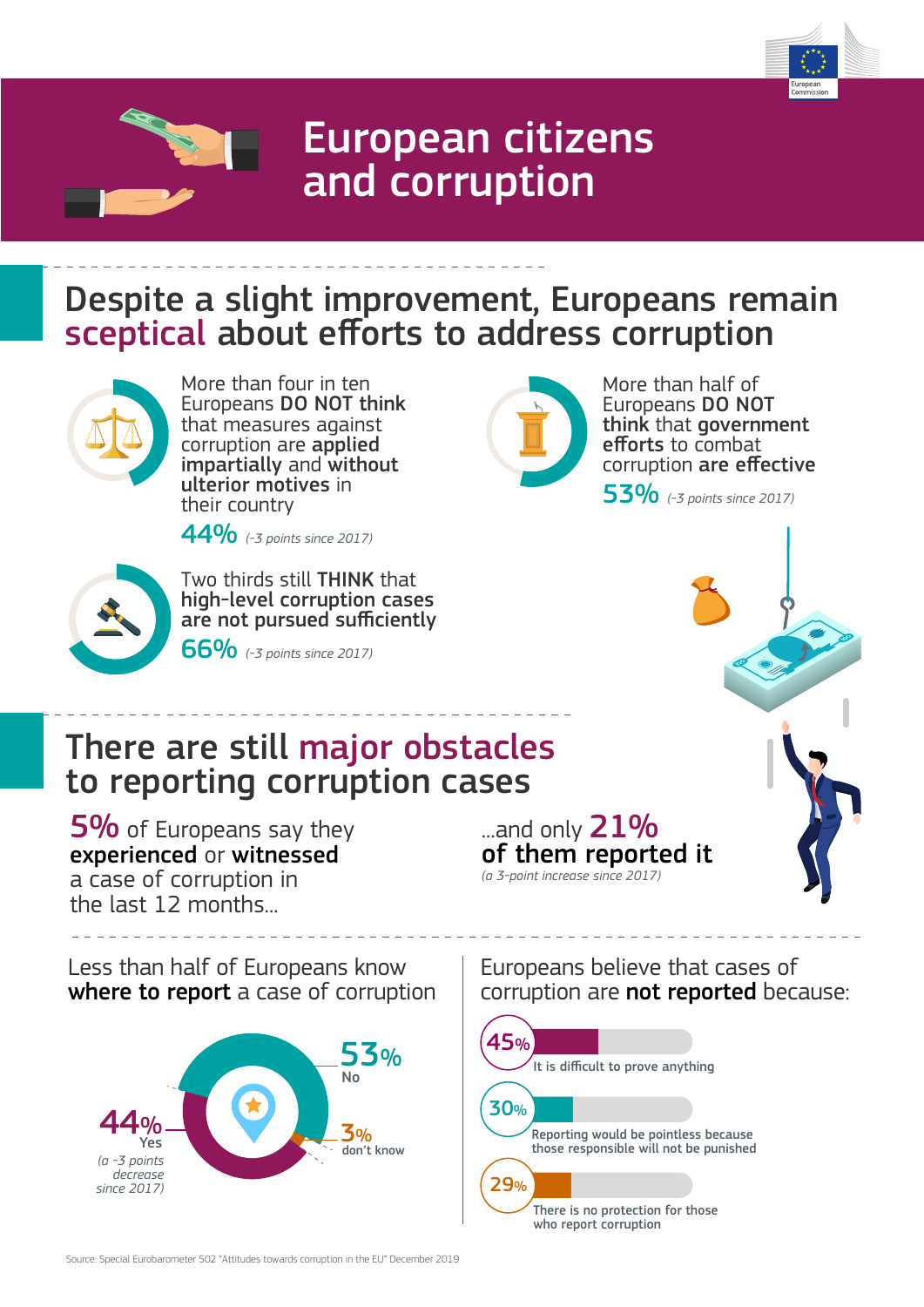# European citizens and corruption

## Despite a slight improvement, Europeans remain sceptical about efforts to address corruption

More than four in ten Europeans **DO NOT think** that measures against corruption are **applied impartially** and **without ulterior motives** in their country

44% *(-3 points since 2017)*

More than half of Europeans **DO NOT think** that **government efforts** to combat corruption **are effective**

53% *(-3 points since 2017)*

Two thirds still **THINK** that **high-level corruption cases are not pursued sufficiently**

66% *(-3 points since 2017)*

## There are still major obstacles to reporting corruption cases

5% of Europeans say they **experienced** or **witnessed** a case of corruption in the last 12 months...

...and only 21% **of them reported it**

*(a 3-point increase since 2017)*

Less than half of Europeans know **where to report** a case of corruption

53% No

3% don't know

44% Yes

*(a -3 points decrease since 2017)*

Europeans believe that cases of corruption are **not reported** because:

45% It is difficult to prove anything

30% Reporting would be pointless because those responsible will not be punished

29% There is no protection for those who report corruption

Source: Special Eurobarometer 502 "Attitudes towards corruption in the EU" December 2019